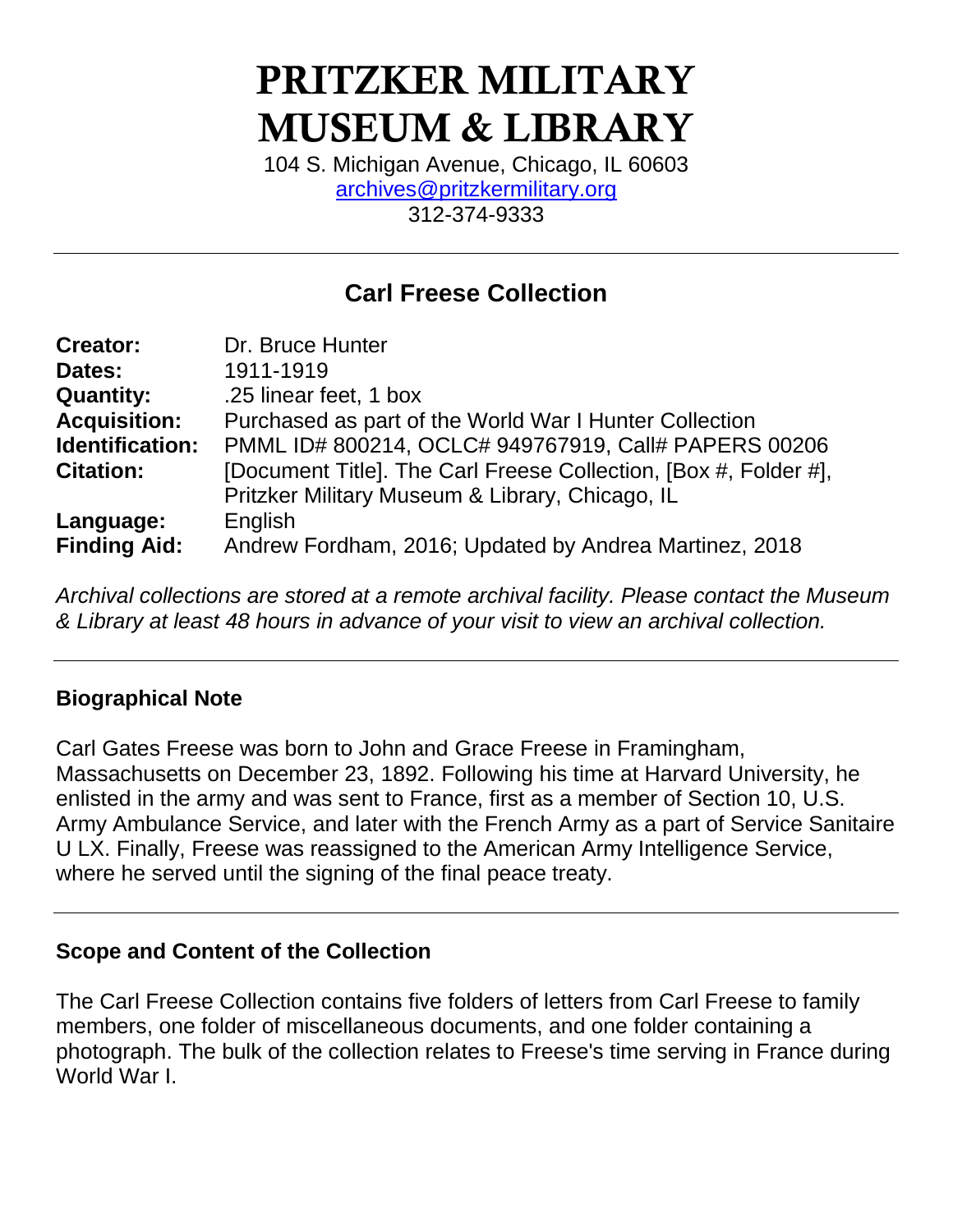# PRITZKER MILITARY MUSEUM & LIBRARY

104 S. Michigan Avenue, Chicago, IL 60603
archives@pritzkermilitary.org
312-374-9333

## Carl Freese Collection

| | |
|---|---|
| **Creator:** | Dr. Bruce Hunter |
| **Dates:** | 1911-1919 |
| **Quantity:** | .25 linear feet, 1 box |
| **Acquisition:** | Purchased as part of the World War I Hunter Collection |
| **Identification:** | PMML ID# 800214, OCLC# 949767919, Call# PAPERS 00206 |
| **Citation:** | [Document Title]. The Carl Freese Collection, [Box #, Folder #], Pritzker Military Museum & Library, Chicago, IL |
| **Language:** | English |
| **Finding Aid:** | Andrew Fordham, 2016; Updated by Andrea Martinez, 2018 |

*Archival collections are stored at a remote archival facility. Please contact the Museum & Library at least 48 hours in advance of your visit to view an archival collection.*

### Biographical Note

Carl Gates Freese was born to John and Grace Freese in Framingham, Massachusetts on December 23, 1892. Following his time at Harvard University, he enlisted in the army and was sent to France, first as a member of Section 10, U.S. Army Ambulance Service, and later with the French Army as a part of Service Sanitaire U LX. Finally, Freese was reassigned to the American Army Intelligence Service, where he served until the signing of the final peace treaty.

### Scope and Content of the Collection

The Carl Freese Collection contains five folders of letters from Carl Freese to family members, one folder of miscellaneous documents, and one folder containing a photograph. The bulk of the collection relates to Freese's time serving in France during World War I.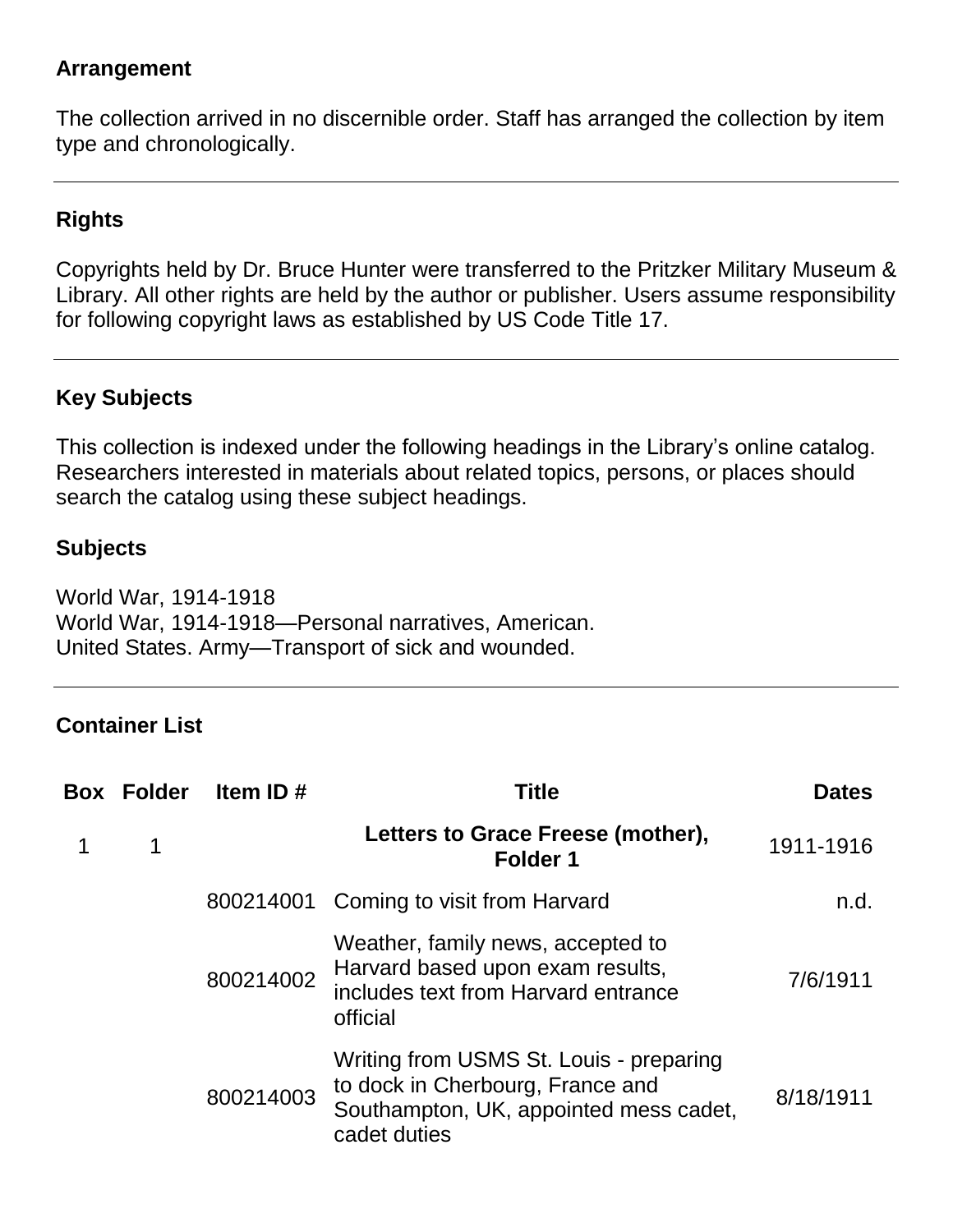## Arrangement

The collection arrived in no discernible order. Staff has arranged the collection by item type and chronologically.

## Rights

Copyrights held by Dr. Bruce Hunter were transferred to the Pritzker Military Museum & Library. All other rights are held by the author or publisher. Users assume responsibility for following copyright laws as established by US Code Title 17.

## Key Subjects

This collection is indexed under the following headings in the Library's online catalog. Researchers interested in materials about related topics, persons, or places should search the catalog using these subject headings.

### Subjects

World War, 1914-1918
World War, 1914-1918—Personal narratives, American.
United States. Army—Transport of sick and wounded.

## Container List

| Box | Folder | Item ID # | Title | Dates |
|---|---|---|---|---|
| 1 | 1 | | **Letters to Grace Freese (mother), Folder 1** | 1911-1916 |
| | | 800214001 | Coming to visit from Harvard | n.d. |
| | | 800214002 | Weather, family news, accepted to Harvard based upon exam results, includes text from Harvard entrance official | 7/6/1911 |
| | | 800214003 | Writing from USMS St. Louis - preparing to dock in Cherbourg, France and Southampton, UK, appointed mess cadet, cadet duties | 8/18/1911 |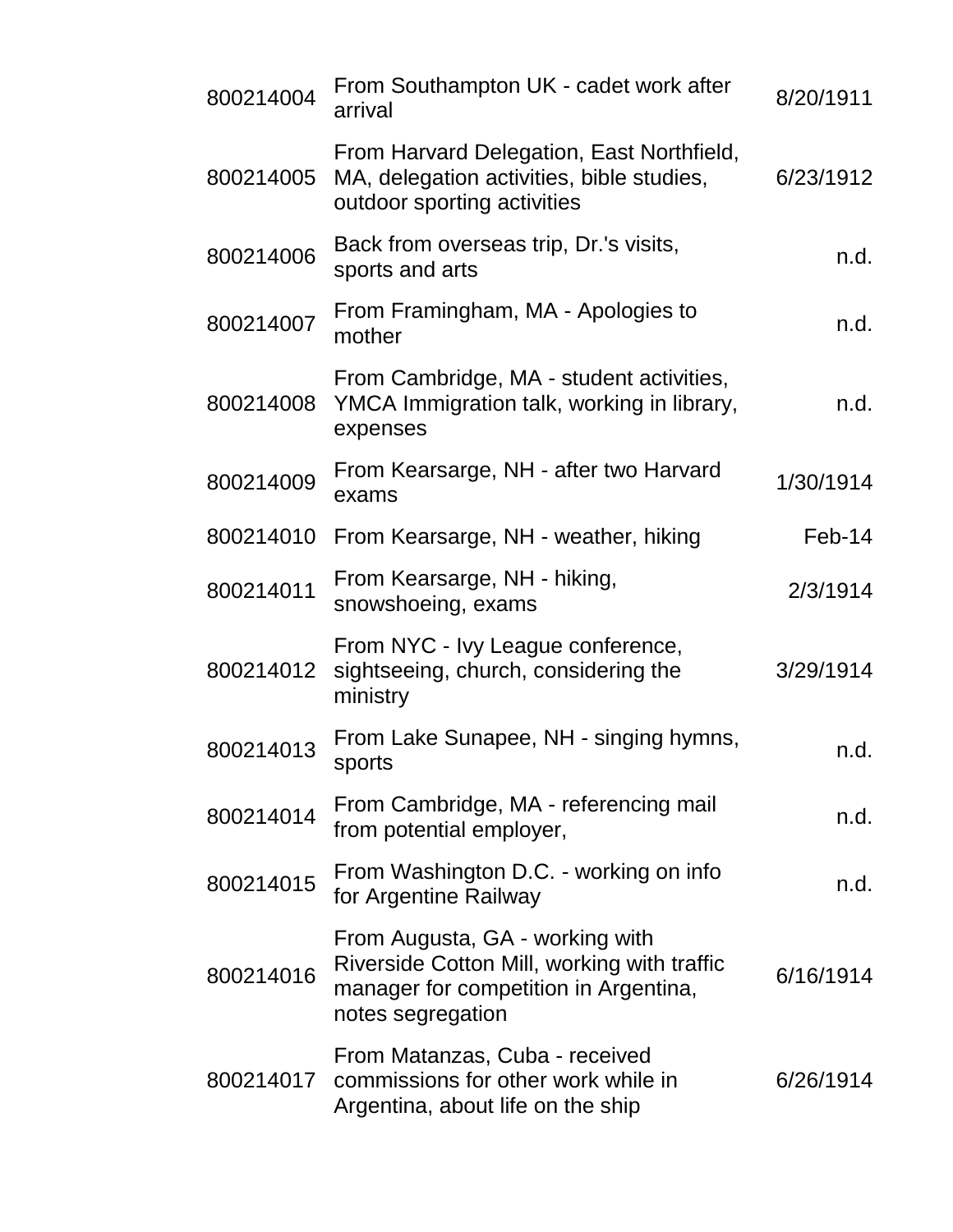| | | |
|---|---|---|
| 800214004 | From Southampton UK - cadet work after arrival | 8/20/1911 |
| 800214005 | From Harvard Delegation, East Northfield, MA, delegation activities, bible studies, outdoor sporting activities | 6/23/1912 |
| 800214006 | Back from overseas trip, Dr.'s visits, sports and arts | n.d. |
| 800214007 | From Framingham, MA - Apologies to mother | n.d. |
| 800214008 | From Cambridge, MA - student activities, YMCA Immigration talk, working in library, expenses | n.d. |
| 800214009 | From Kearsarge, NH - after two Harvard exams | 1/30/1914 |
| 800214010 | From Kearsarge, NH - weather, hiking | Feb-14 |
| 800214011 | From Kearsarge, NH - hiking, snowshoeing, exams | 2/3/1914 |
| 800214012 | From NYC - Ivy League conference, sightseeing, church, considering the ministry | 3/29/1914 |
| 800214013 | From Lake Sunapee, NH - singing hymns, sports | n.d. |
| 800214014 | From Cambridge, MA - referencing mail from potential employer, | n.d. |
| 800214015 | From Washington D.C. - working on info for Argentine Railway | n.d. |
| 800214016 | From Augusta, GA - working with Riverside Cotton Mill, working with traffic manager for competition in Argentina, notes segregation | 6/16/1914 |
| 800214017 | From Matanzas, Cuba - received commissions for other work while in Argentina, about life on the ship | 6/26/1914 |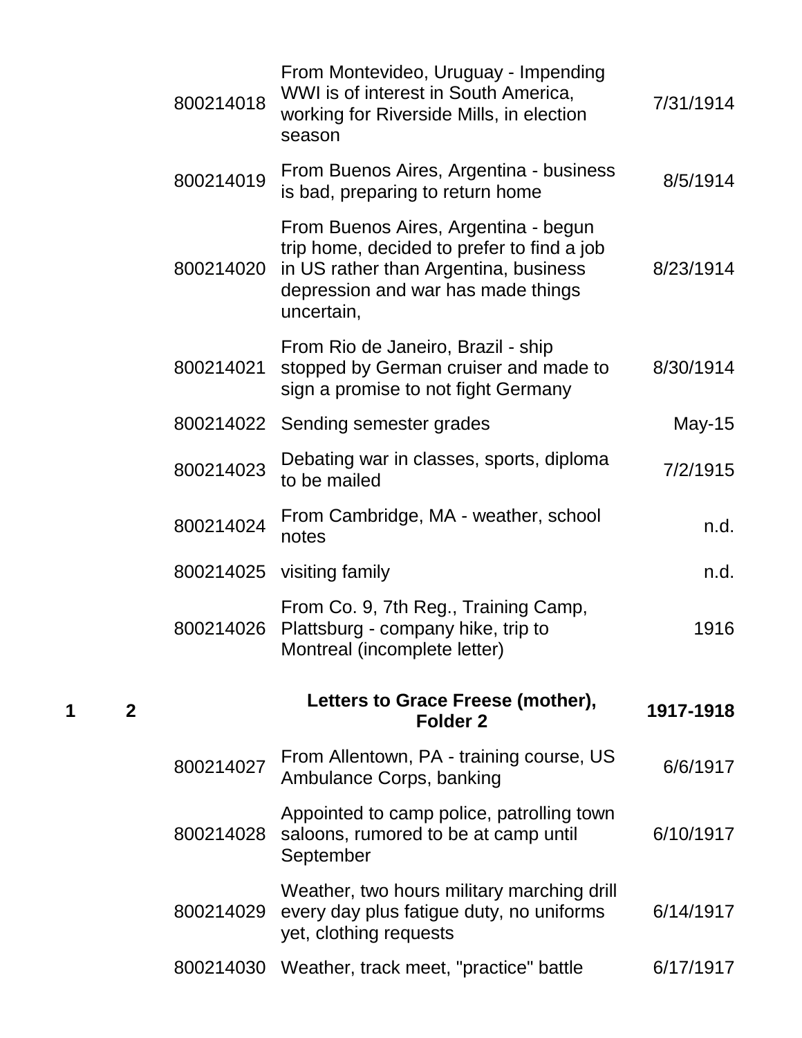| Box | Folder | Item ID | Description | Date |
|---|---|---|---|---|
| | | 800214018 | From Montevideo, Uruguay - Impending WWI is of interest in South America, working for Riverside Mills, in election season | 7/31/1914 |
| | | 800214019 | From Buenos Aires, Argentina - business is bad, preparing to return home | 8/5/1914 |
| | | 800214020 | From Buenos Aires, Argentina - begun trip home, decided to prefer to find a job in US rather than Argentina, business depression and war has made things uncertain, | 8/23/1914 |
| | | 800214021 | From Rio de Janeiro, Brazil - ship stopped by German cruiser and made to sign a promise to not fight Germany | 8/30/1914 |
| | | 800214022 | Sending semester grades | May-15 |
| | | 800214023 | Debating war in classes, sports, diploma to be mailed | 7/2/1915 |
| | | 800214024 | From Cambridge, MA - weather, school notes | n.d. |
| | | 800214025 | visiting family | n.d. |
| | | 800214026 | From Co. 9, 7th Reg., Training Camp, Plattsburg - company hike, trip to Montreal (incomplete letter) | 1916 |
| **1** | **2** | | **Letters to Grace Freese (mother), Folder 2** | **1917-1918** |
| | | 800214027 | From Allentown, PA - training course, US Ambulance Corps, banking | 6/6/1917 |
| | | 800214028 | Appointed to camp police, patrolling town saloons, rumored to be at camp until September | 6/10/1917 |
| | | 800214029 | Weather, two hours military marching drill every day plus fatigue duty, no uniforms yet, clothing requests | 6/14/1917 |
| | | 800214030 | Weather, track meet, "practice" battle | 6/17/1917 |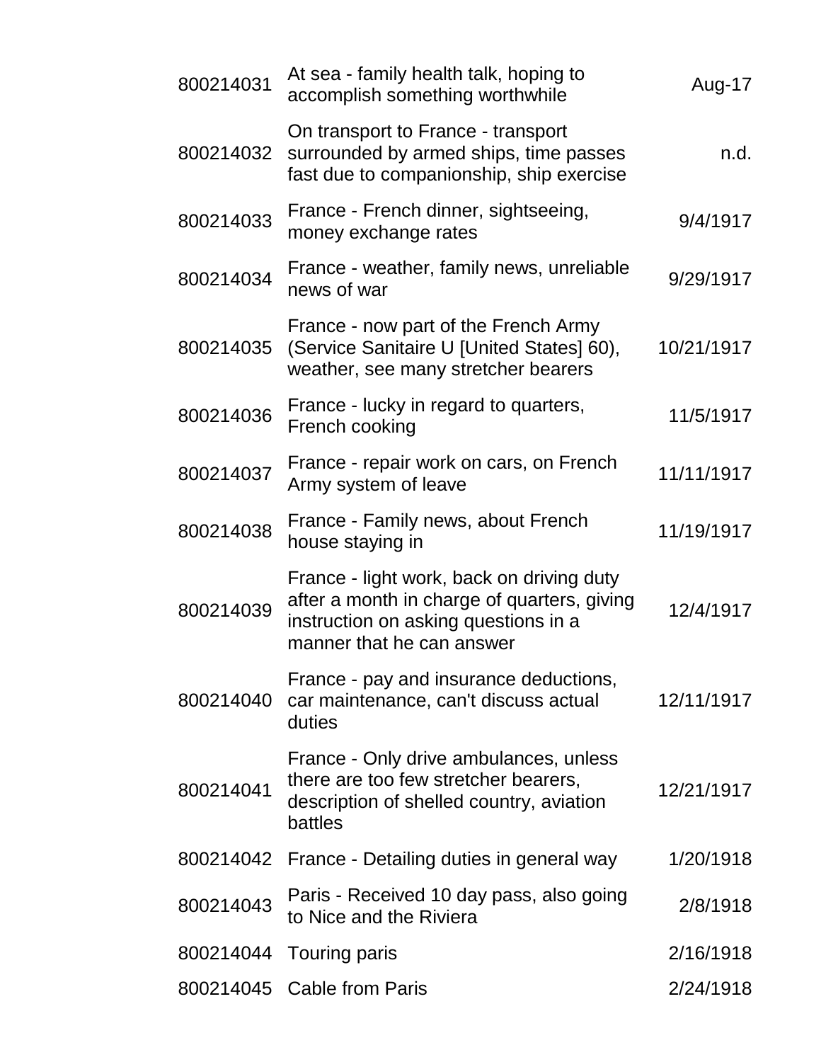| | | |
|---|---|---|
| 800214031 | At sea - family health talk, hoping to accomplish something worthwhile | Aug-17 |
| 800214032 | On transport to France - transport surrounded by armed ships, time passes fast due to companionship, ship exercise | n.d. |
| 800214033 | France - French dinner, sightseeing, money exchange rates | 9/4/1917 |
| 800214034 | France - weather, family news, unreliable news of war | 9/29/1917 |
| 800214035 | France - now part of the French Army (Service Sanitaire U [United States] 60), weather, see many stretcher bearers | 10/21/1917 |
| 800214036 | France - lucky in regard to quarters, French cooking | 11/5/1917 |
| 800214037 | France - repair work on cars, on French Army system of leave | 11/11/1917 |
| 800214038 | France - Family news, about French house staying in | 11/19/1917 |
| 800214039 | France - light work, back on driving duty after a month in charge of quarters, giving instruction on asking questions in a manner that he can answer | 12/4/1917 |
| 800214040 | France - pay and insurance deductions, car maintenance, can't discuss actual duties | 12/11/1917 |
| 800214041 | France - Only drive ambulances, unless there are too few stretcher bearers, description of shelled country, aviation battles | 12/21/1917 |
| 800214042 | France - Detailing duties in general way | 1/20/1918 |
| 800214043 | Paris - Received 10 day pass, also going to Nice and the Riviera | 2/8/1918 |
| 800214044 | Touring paris | 2/16/1918 |
| 800214045 | Cable from Paris | 2/24/1918 |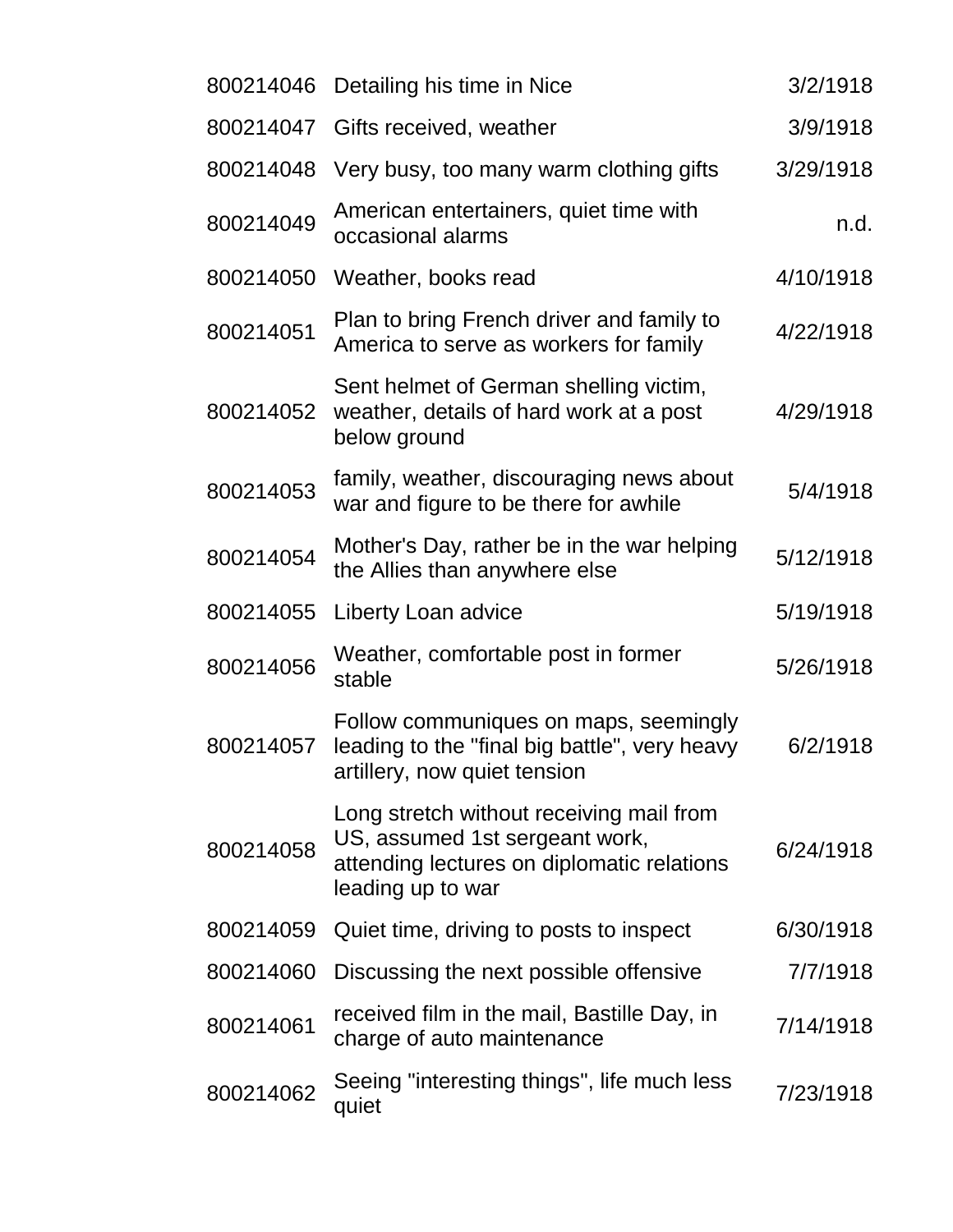| | | |
|---|---|---|
| 800214046 | Detailing his time in Nice | 3/2/1918 |
| 800214047 | Gifts received, weather | 3/9/1918 |
| 800214048 | Very busy, too many warm clothing gifts | 3/29/1918 |
| 800214049 | American entertainers, quiet time with occasional alarms | n.d. |
| 800214050 | Weather, books read | 4/10/1918 |
| 800214051 | Plan to bring French driver and family to America to serve as workers for family | 4/22/1918 |
| 800214052 | Sent helmet of German shelling victim, weather, details of hard work at a post below ground | 4/29/1918 |
| 800214053 | family, weather, discouraging news about war and figure to be there for awhile | 5/4/1918 |
| 800214054 | Mother's Day, rather be in the war helping the Allies than anywhere else | 5/12/1918 |
| 800214055 | Liberty Loan advice | 5/19/1918 |
| 800214056 | Weather, comfortable post in former stable | 5/26/1918 |
| 800214057 | Follow communiques on maps, seemingly leading to the "final big battle", very heavy artillery, now quiet tension | 6/2/1918 |
| 800214058 | Long stretch without receiving mail from US, assumed 1st sergeant work, attending lectures on diplomatic relations leading up to war | 6/24/1918 |
| 800214059 | Quiet time, driving to posts to inspect | 6/30/1918 |
| 800214060 | Discussing the next possible offensive | 7/7/1918 |
| 800214061 | received film in the mail, Bastille Day, in charge of auto maintenance | 7/14/1918 |
| 800214062 | Seeing "interesting things", life much less quiet | 7/23/1918 |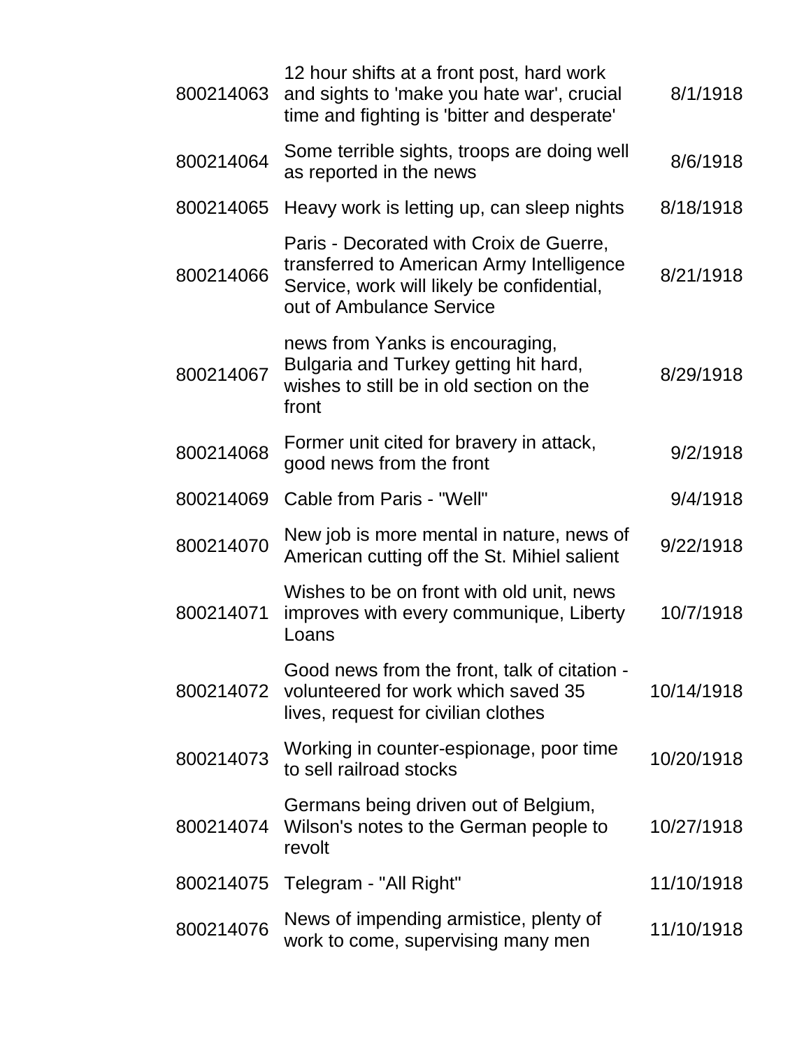| | | |
|---|---|---|
| 800214063 | 12 hour shifts at a front post, hard work and sights to 'make you hate war', crucial time and fighting is 'bitter and desperate' | 8/1/1918 |
| 800214064 | Some terrible sights, troops are doing well as reported in the news | 8/6/1918 |
| 800214065 | Heavy work is letting up, can sleep nights | 8/18/1918 |
| 800214066 | Paris - Decorated with Croix de Guerre, transferred to American Army Intelligence Service, work will likely be confidential, out of Ambulance Service | 8/21/1918 |
| 800214067 | news from Yanks is encouraging, Bulgaria and Turkey getting hit hard, wishes to still be in old section on the front | 8/29/1918 |
| 800214068 | Former unit cited for bravery in attack, good news from the front | 9/2/1918 |
| 800214069 | Cable from Paris - "Well" | 9/4/1918 |
| 800214070 | New job is more mental in nature, news of American cutting off the St. Mihiel salient | 9/22/1918 |
| 800214071 | Wishes to be on front with old unit, news improves with every communique, Liberty Loans | 10/7/1918 |
| 800214072 | Good news from the front, talk of citation - volunteered for work which saved 35 lives, request for civilian clothes | 10/14/1918 |
| 800214073 | Working in counter-espionage, poor time to sell railroad stocks | 10/20/1918 |
| 800214074 | Germans being driven out of Belgium, Wilson's notes to the German people to revolt | 10/27/1918 |
| 800214075 | Telegram - "All Right" | 11/10/1918 |
| 800214076 | News of impending armistice, plenty of work to come, supervising many men | 11/10/1918 |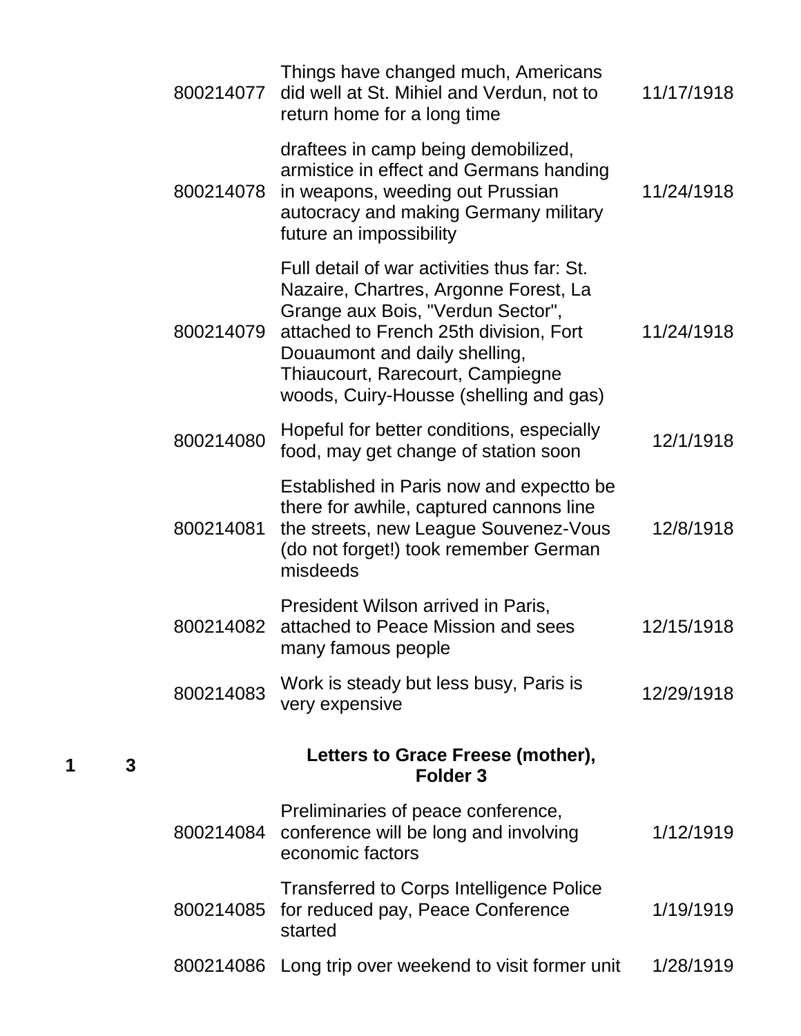| | | | | |
|---|---|---|---|---|
| | | 800214077 | Things have changed much, Americans did well at St. Mihiel and Verdun, not to return home for a long time | 11/17/1918 |
| | | 800214078 | draftees in camp being demobilized, armistice in effect and Germans handing in weapons, weeding out Prussian autocracy and making Germany military future an impossibility | 11/24/1918 |
| | | 800214079 | Full detail of war activities thus far: St. Nazaire, Chartres, Argonne Forest, La Grange aux Bois, "Verdun Sector", attached to French 25th division, Fort Douaumont and daily shelling, Thiaucourt, Rarecourt, Campiegne woods, Cuiry-Housse (shelling and gas) | 11/24/1918 |
| | | 800214080 | Hopeful for better conditions, especially food, may get change of station soon | 12/1/1918 |
| | | 800214081 | Established in Paris now and expectto be there for awhile, captured cannons line the streets, new League Souvenez-Vous (do not forget!) took remember German misdeeds | 12/8/1918 |
| | | 800214082 | President Wilson arrived in Paris, attached to Peace Mission and sees many famous people | 12/15/1918 |
| | | 800214083 | Work is steady but less busy, Paris is very expensive | 12/29/1918 |
| **1** | **3** | | **Letters to Grace Freese (mother), Folder 3** | |
| | | 800214084 | Preliminaries of peace conference, conference will be long and involving economic factors | 1/12/1919 |
| | | 800214085 | Transferred to Corps Intelligence Police for reduced pay, Peace Conference started | 1/19/1919 |
| | | 800214086 | Long trip over weekend to visit former unit | 1/28/1919 |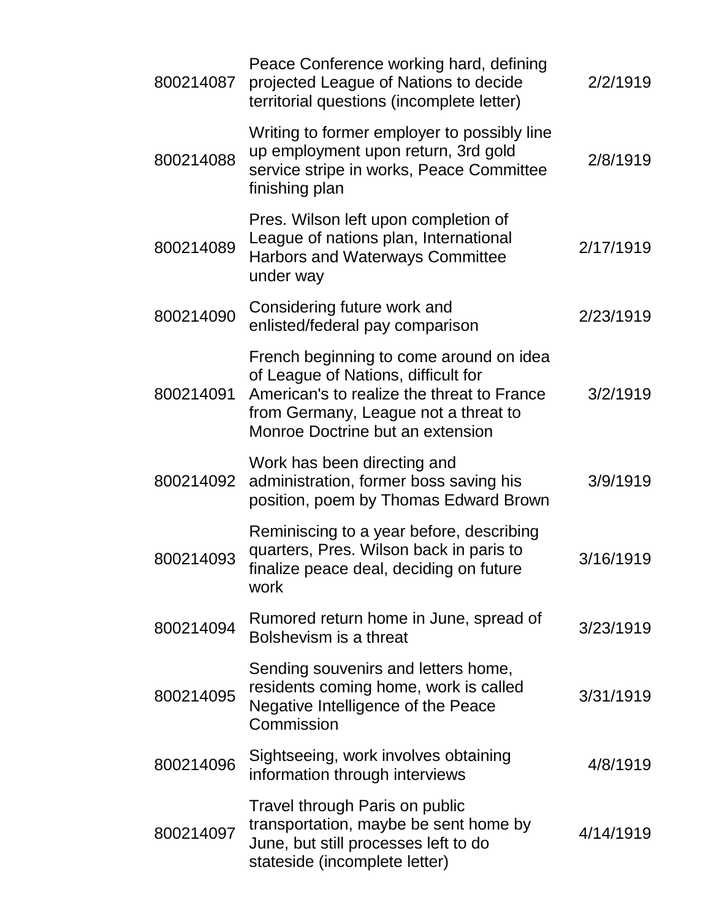| | | |
|---|---|---|
| 800214087 | Peace Conference working hard, defining projected League of Nations to decide territorial questions (incomplete letter) | 2/2/1919 |
| 800214088 | Writing to former employer to possibly line up employment upon return, 3rd gold service stripe in works, Peace Committee finishing plan | 2/8/1919 |
| 800214089 | Pres. Wilson left upon completion of League of nations plan, International Harbors and Waterways Committee under way | 2/17/1919 |
| 800214090 | Considering future work and enlisted/federal pay comparison | 2/23/1919 |
| 800214091 | French beginning to come around on idea of League of Nations, difficult for American's to realize the threat to France from Germany, League not a threat to Monroe Doctrine but an extension | 3/2/1919 |
| 800214092 | Work has been directing and administration, former boss saving his position, poem by Thomas Edward Brown | 3/9/1919 |
| 800214093 | Reminiscing to a year before, describing quarters, Pres. Wilson back in paris to finalize peace deal, deciding on future work | 3/16/1919 |
| 800214094 | Rumored return home in June, spread of Bolshevism is a threat | 3/23/1919 |
| 800214095 | Sending souvenirs and letters home, residents coming home, work is called Negative Intelligence of the Peace Commission | 3/31/1919 |
| 800214096 | Sightseeing, work involves obtaining information through interviews | 4/8/1919 |
| 800214097 | Travel through Paris on public transportation, maybe be sent home by June, but still processes left to do stateside (incomplete letter) | 4/14/1919 |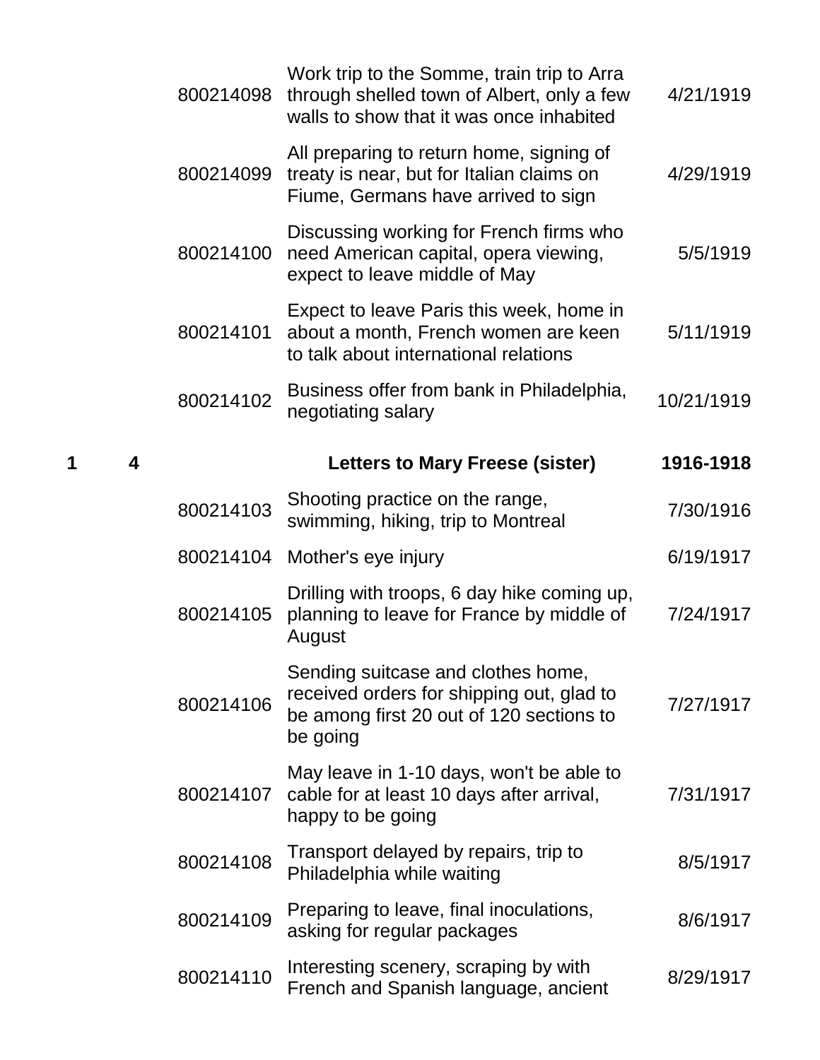| Box | Folder | ID | Description | Date |
|---|---|---|---|---|
| | | 800214098 | Work trip to the Somme, train trip to Arra through shelled town of Albert, only a few walls to show that it was once inhabited | 4/21/1919 |
| | | 800214099 | All preparing to return home, signing of treaty is near, but for Italian claims on Fiume, Germans have arrived to sign | 4/29/1919 |
| | | 800214100 | Discussing working for French firms who need American capital, opera viewing, expect to leave middle of May | 5/5/1919 |
| | | 800214101 | Expect to leave Paris this week, home in about a month, French women are keen to talk about international relations | 5/11/1919 |
| | | 800214102 | Business offer from bank in Philadelphia, negotiating salary | 10/21/1919 |
| **1** | **4** | | **Letters to Mary Freese (sister)** | **1916-1918** |
| | | 800214103 | Shooting practice on the range, swimming, hiking, trip to Montreal | 7/30/1916 |
| | | 800214104 | Mother's eye injury | 6/19/1917 |
| | | 800214105 | Drilling with troops, 6 day hike coming up, planning to leave for France by middle of August | 7/24/1917 |
| | | 800214106 | Sending suitcase and clothes home, received orders for shipping out, glad to be among first 20 out of 120 sections to be going | 7/27/1917 |
| | | 800214107 | May leave in 1-10 days, won't be able to cable for at least 10 days after arrival, happy to be going | 7/31/1917 |
| | | 800214108 | Transport delayed by repairs, trip to Philadelphia while waiting | 8/5/1917 |
| | | 800214109 | Preparing to leave, final inoculations, asking for regular packages | 8/6/1917 |
| | | 800214110 | Interesting scenery, scraping by with French and Spanish language, ancient | 8/29/1917 |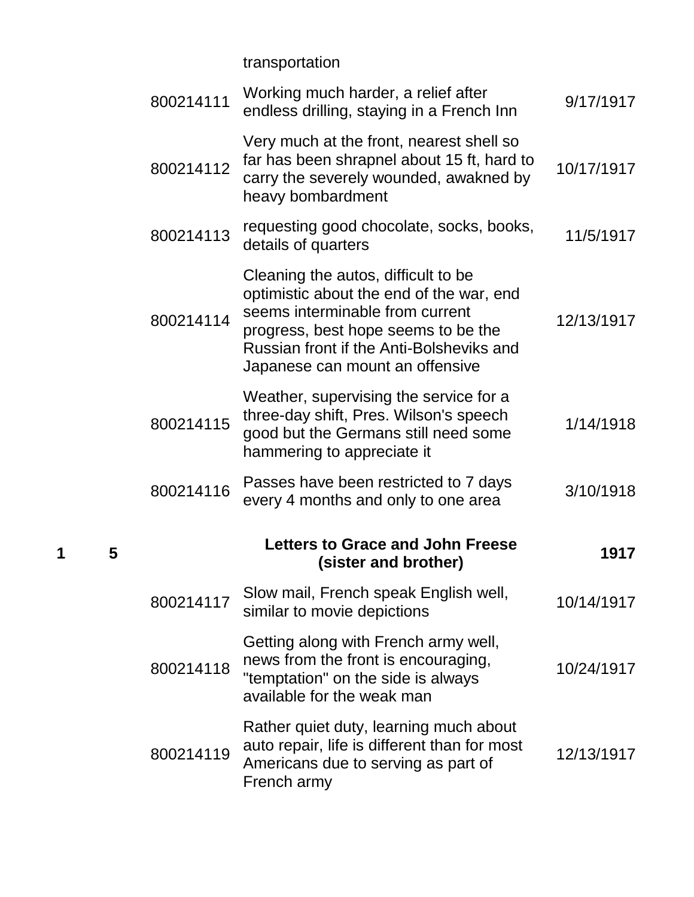| | | | | |
|---|---|---|---|---|
| | | | transportation | |
| | | 800214111 | Working much harder, a relief after endless drilling, staying in a French Inn | 9/17/1917 |
| | | 800214112 | Very much at the front, nearest shell so far has been shrapnel about 15 ft, hard to carry the severely wounded, awakned by heavy bombardment | 10/17/1917 |
| | | 800214113 | requesting good chocolate, socks, books, details of quarters | 11/5/1917 |
| | | 800214114 | Cleaning the autos, difficult to be optimistic about the end of the war, end seems interminable from current progress, best hope seems to be the Russian front if the Anti-Bolsheviks and Japanese can mount an offensive | 12/13/1917 |
| | | 800214115 | Weather, supervising the service for a three-day shift, Pres. Wilson's speech good but the Germans still need some hammering to appreciate it | 1/14/1918 |
| | | 800214116 | Passes have been restricted to 7 days every 4 months and only to one area | 3/10/1918 |
| **1** | **5** | | **Letters to Grace and John Freese (sister and brother)** | **1917** |
| | | 800214117 | Slow mail, French speak English well, similar to movie depictions | 10/14/1917 |
| | | 800214118 | Getting along with French army well, news from the front is encouraging, "temptation" on the side is always available for the weak man | 10/24/1917 |
| | | 800214119 | Rather quiet duty, learning much about auto repair, life is different than for most Americans due to serving as part of French army | 12/13/1917 |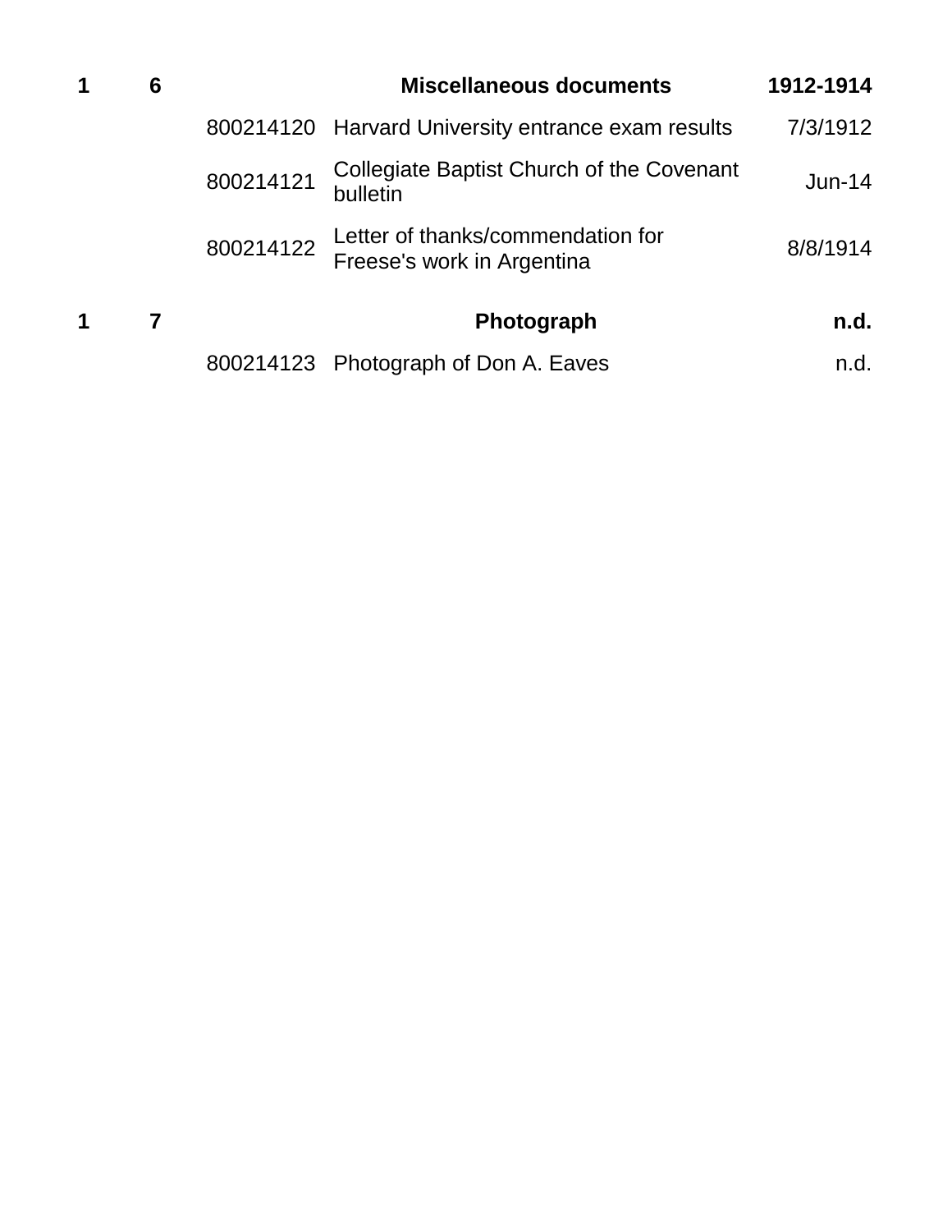| | | | | |
|---|---|---|---|---|
| **1** | **6** | | **Miscellaneous documents** | **1912-1914** |
| | | 800214120 | Harvard University entrance exam results | 7/3/1912 |
| | | 800214121 | Collegiate Baptist Church of the Covenant bulletin | Jun-14 |
| | | 800214122 | Letter of thanks/commendation for Freese's work in Argentina | 8/8/1914 |
| **1** | **7** | | **Photograph** | **n.d.** |
| | | 800214123 | Photograph of Don A. Eaves | n.d. |